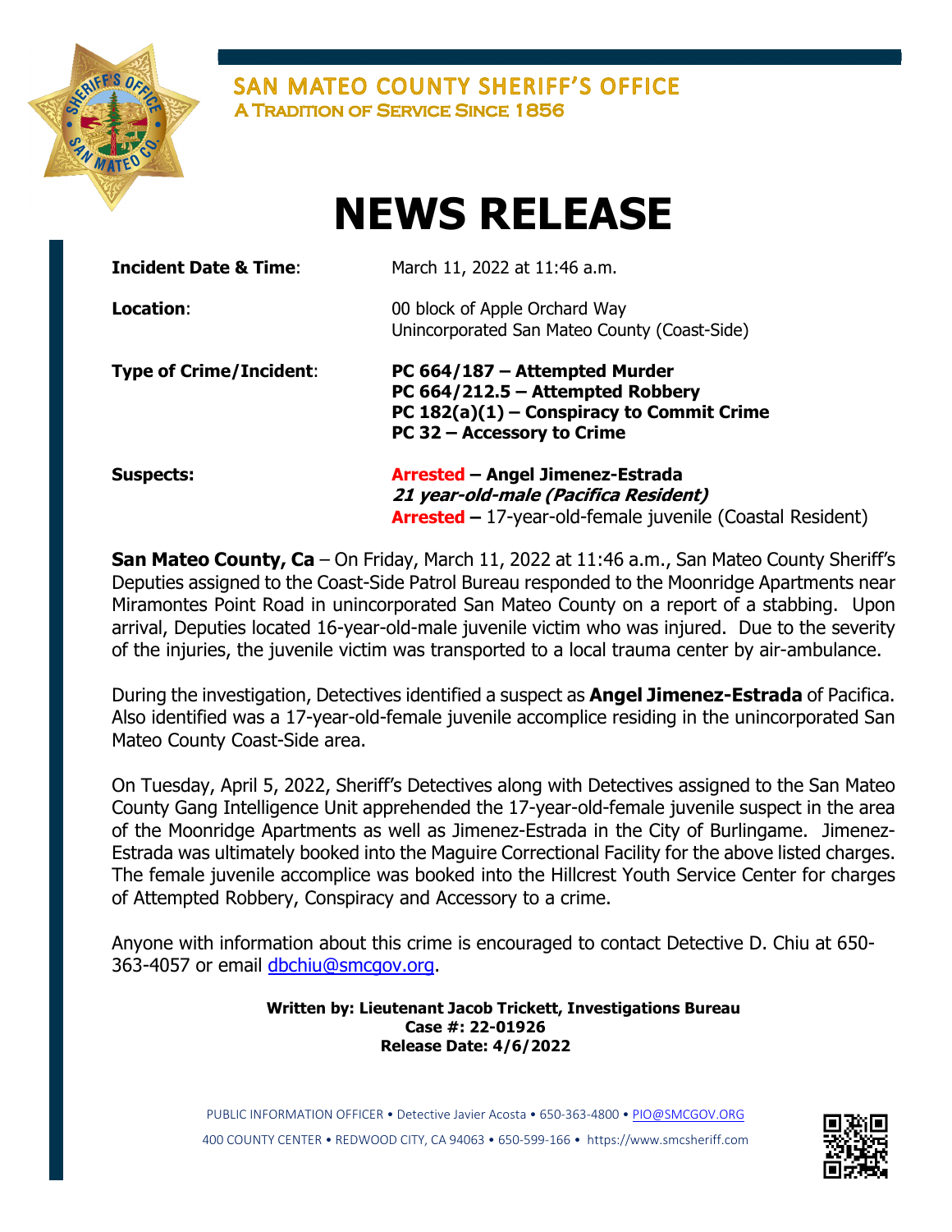**SAN MATEO COUNTY SHERIFF'S OFFICE**
A TRADITION OF SERVICE SINCE 1856

# NEWS RELEASE

**Incident Date & Time**: March 11, 2022 at 11:46 a.m.

**Location**: 00 block of Apple Orchard Way
Unincorporated San Mateo County (Coast-Side)

**Type of Crime/Incident**:
**PC 664/187 – Attempted Murder**
**PC 664/212.5 – Attempted Robbery**
**PC 182(a)(1) – Conspiracy to Commit Crime**
**PC 32 – Accessory to Crime**

**Suspects:**
**Arrested – Angel Jimenez-Estrada**
***21 year-old-male (Pacifica Resident)***
**Arrested –** 17-year-old-female juvenile (Coastal Resident)

**San Mateo County, Ca** – On Friday, March 11, 2022 at 11:46 a.m., San Mateo County Sheriff's Deputies assigned to the Coast-Side Patrol Bureau responded to the Moonridge Apartments near Miramontes Point Road in unincorporated San Mateo County on a report of a stabbing. Upon arrival, Deputies located 16-year-old-male juvenile victim who was injured. Due to the severity of the injuries, the juvenile victim was transported to a local trauma center by air-ambulance.

During the investigation, Detectives identified a suspect as **Angel Jimenez-Estrada** of Pacifica. Also identified was a 17-year-old-female juvenile accomplice residing in the unincorporated San Mateo County Coast-Side area.

On Tuesday, April 5, 2022, Sheriff's Detectives along with Detectives assigned to the San Mateo County Gang Intelligence Unit apprehended the 17-year-old-female juvenile suspect in the area of the Moonridge Apartments as well as Jimenez-Estrada in the City of Burlingame. Jimenez-Estrada was ultimately booked into the Maguire Correctional Facility for the above listed charges. The female juvenile accomplice was booked into the Hillcrest Youth Service Center for charges of Attempted Robbery, Conspiracy and Accessory to a crime.

Anyone with information about this crime is encouraged to contact Detective D. Chiu at 650-363-4057 or email dbchiu@smcgov.org.

**Written by: Lieutenant Jacob Trickett, Investigations Bureau**
**Case #: 22-01926**
**Release Date: 4/6/2022**

PUBLIC INFORMATION OFFICER • Detective Javier Acosta • 650-363-4800 • PIO@SMCGOV.ORG
400 COUNTY CENTER • REDWOOD CITY, CA 94063 • 650-599-166 • https://www.smcsheriff.com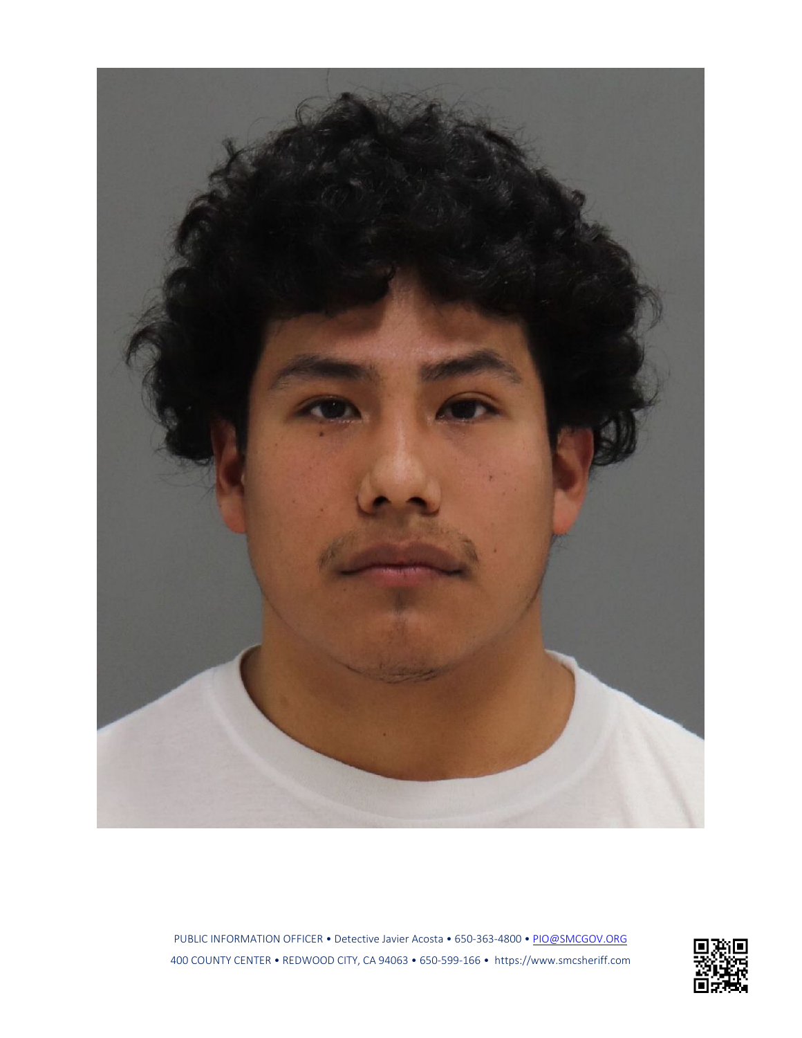PUBLIC INFORMATION OFFICER • Detective Javier Acosta • 650-363-4800 • PIO@SMCGOV.ORG

400 COUNTY CENTER • REDWOOD CITY, CA 94063 • 650-599-166 • https://www.smcsheriff.com